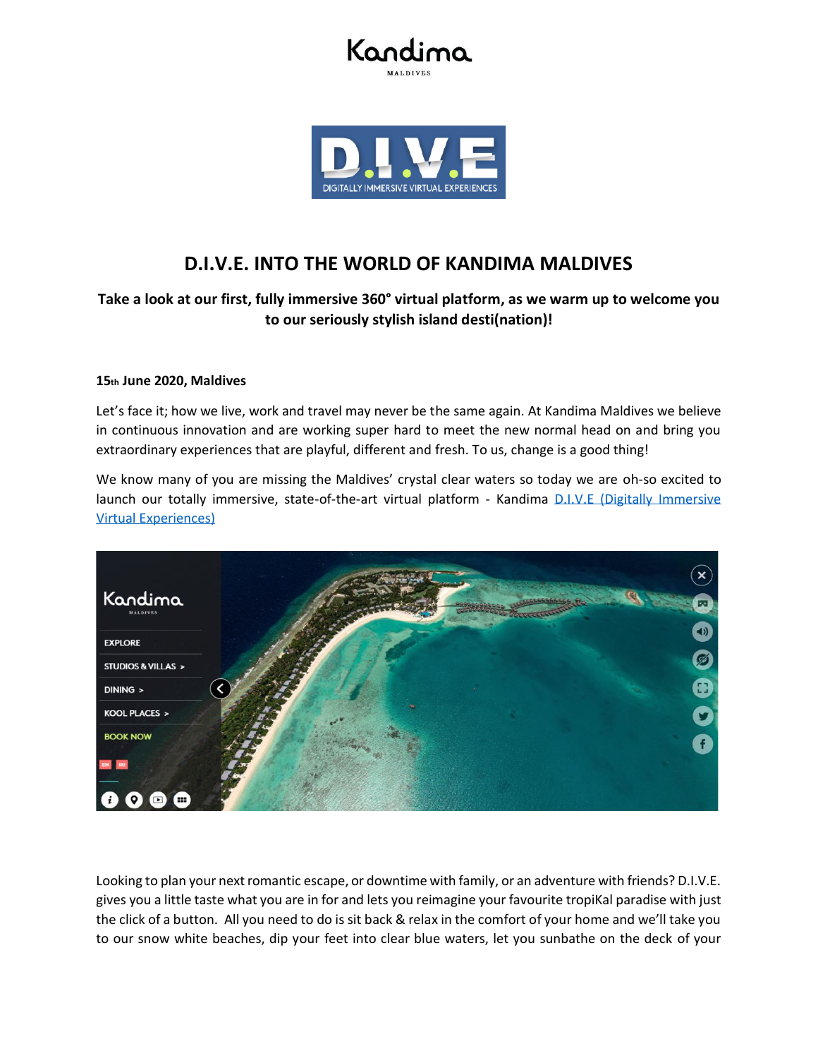# D.I.V.E. INTO THE WORLD OF KANDIMA MALDIVES

**Take a look at our first, fully immersive 360° virtual platform, as we warm up to welcome you to our seriously stylish island desti(nation)!**

**15th June 2020, Maldives**

Let's face it; how we live, work and travel may never be the same again. At Kandima Maldives we believe in continuous innovation and are working super hard to meet the new normal head on and bring you extraordinary experiences that are playful, different and fresh. To us, change is a good thing!

We know many of you are missing the Maldives' crystal clear waters so today we are oh-so excited to launch our totally immersive, state-of-the-art virtual platform - Kandima D.I.V.E (Digitally Immersive Virtual Experiences)

Looking to plan your next romantic escape, or downtime with family, or an adventure with friends? D.I.V.E. gives you a little taste what you are in for and lets you reimagine your favourite tropiKal paradise with just the click of a button. All you need to do is sit back & relax in the comfort of your home and we'll take you to our snow white beaches, dip your feet into clear blue waters, let you sunbathe on the deck of your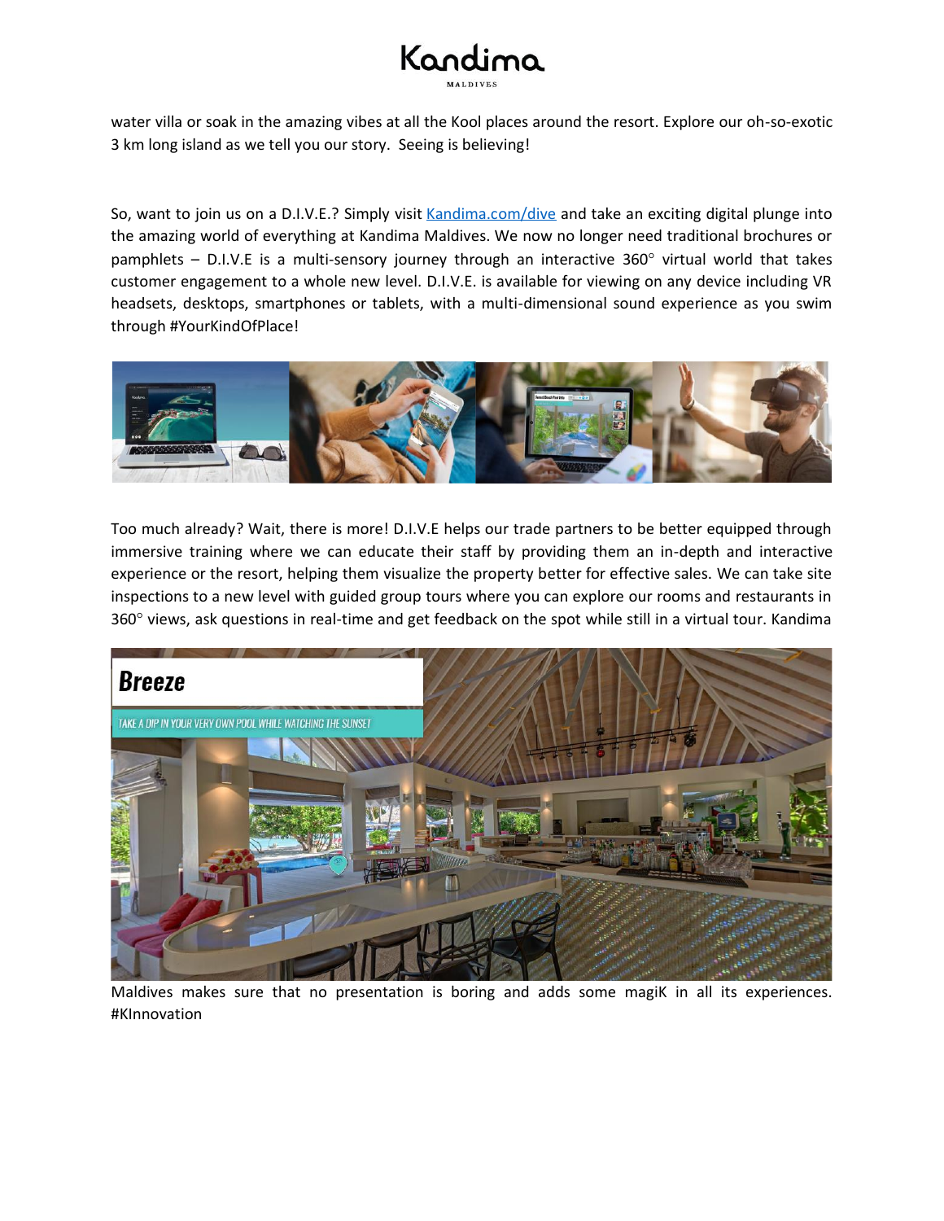water villa or soak in the amazing vibes at all the Kool places around the resort. Explore our oh-so-exotic 3 km long island as we tell you our story. Seeing is believing!

So, want to join us on a D.I.V.E.? Simply visit [Kandima.com/dive](Kandima.com/dive) and take an exciting digital plunge into the amazing world of everything at Kandima Maldives. We now no longer need traditional brochures or pamphlets – D.I.V.E is a multi-sensory journey through an interactive 360° virtual world that takes customer engagement to a whole new level. D.I.V.E. is available for viewing on any device including VR headsets, desktops, smartphones or tablets, with a multi-dimensional sound experience as you swim through #YourKindOfPlace!

Too much already? Wait, there is more! D.I.V.E helps our trade partners to be better equipped through immersive training where we can educate their staff by providing them an in-depth and interactive experience or the resort, helping them visualize the property better for effective sales. We can take site inspections to a new level with guided group tours where you can explore our rooms and restaurants in 360° views, ask questions in real-time and get feedback on the spot while still in a virtual tour. Kandima Maldives makes sure that no presentation is boring and adds some magiK in all its experiences. #KInnovation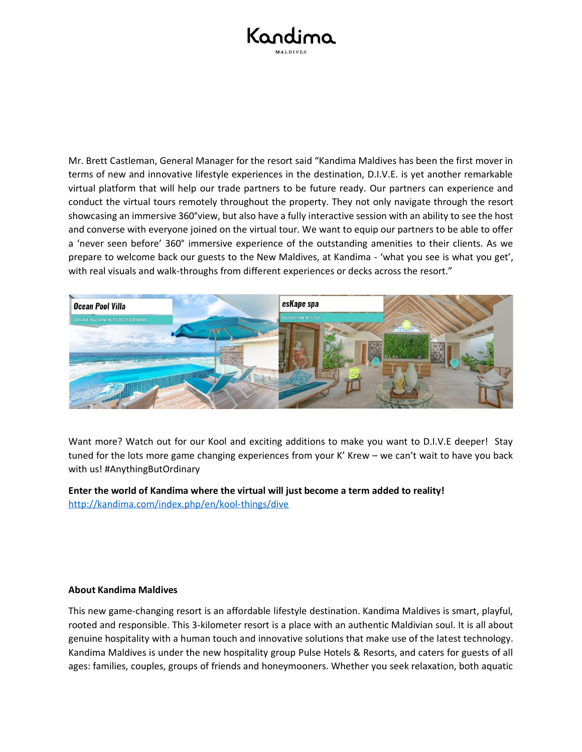Mr. Brett Castleman, General Manager for the resort said "Kandima Maldives has been the first mover in terms of new and innovative lifestyle experiences in the destination, D.I.V.E. is yet another remarkable virtual platform that will help our trade partners to be future ready. Our partners can experience and conduct the virtual tours remotely throughout the property. They not only navigate through the resort showcasing an immersive 360°view, but also have a fully interactive session with an ability to see the host and converse with everyone joined on the virtual tour. We want to equip our partners to be able to offer a 'never seen before' 360° immersive experience of the outstanding amenities to their clients. As we prepare to welcome back our guests to the New Maldives, at Kandima - 'what you see is what you get', with real visuals and walk-throughs from different experiences or decks across the resort."

Want more? Watch out for our Kool and exciting additions to make you want to D.I.V.E deeper! Stay tuned for the lots more game changing experiences from your K' Krew – we can't wait to have you back with us! #AnythingButOrdinary

**Enter the world of Kandima where the virtual will just become a term added to reality!**
http://kandima.com/index.php/en/kool-things/dive

**About Kandima Maldives**

This new game-changing resort is an affordable lifestyle destination. Kandima Maldives is smart, playful, rooted and responsible. This 3-kilometer resort is a place with an authentic Maldivian soul. It is all about genuine hospitality with a human touch and innovative solutions that make use of the latest technology. Kandima Maldives is under the new hospitality group Pulse Hotels & Resorts, and caters for guests of all ages: families, couples, groups of friends and honeymooners. Whether you seek relaxation, both aquatic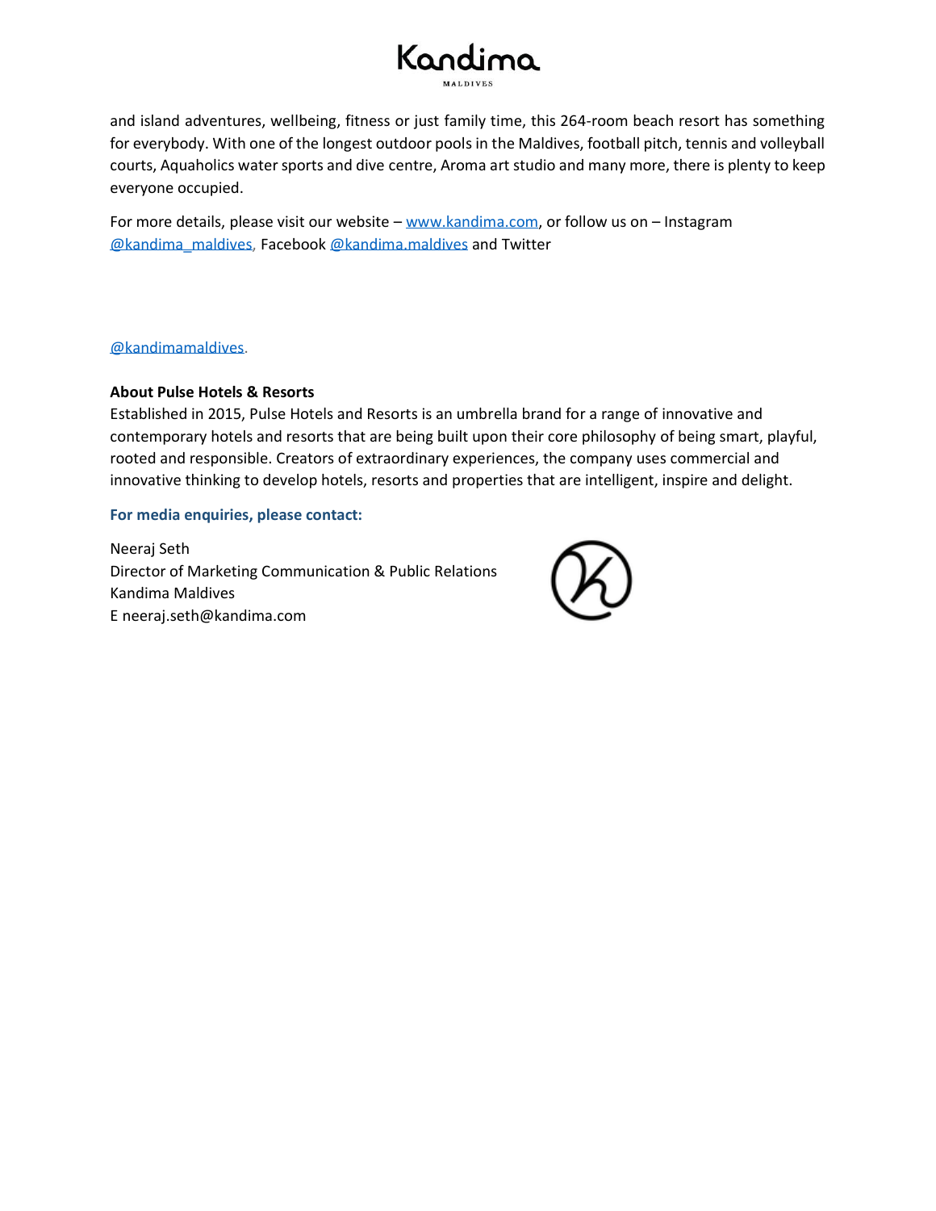and island adventures, wellbeing, fitness or just family time, this 264-room beach resort has something for everybody. With one of the longest outdoor pools in the Maldives, football pitch, tennis and volleyball courts, Aquaholics water sports and dive centre, Aroma art studio and many more, there is plenty to keep everyone occupied.

For more details, please visit our website – www.kandima.com, or follow us on – Instagram @kandima_maldives, Facebook @kandima.maldives and Twitter

@kandimamaldives.

**About Pulse Hotels & Resorts**

Established in 2015, Pulse Hotels and Resorts is an umbrella brand for a range of innovative and contemporary hotels and resorts that are being built upon their core philosophy of being smart, playful, rooted and responsible. Creators of extraordinary experiences, the company uses commercial and innovative thinking to develop hotels, resorts and properties that are intelligent, inspire and delight.

**For media enquiries, please contact:**

Neeraj Seth
Director of Marketing Communication & Public Relations
Kandima Maldives
E neeraj.seth@kandima.com